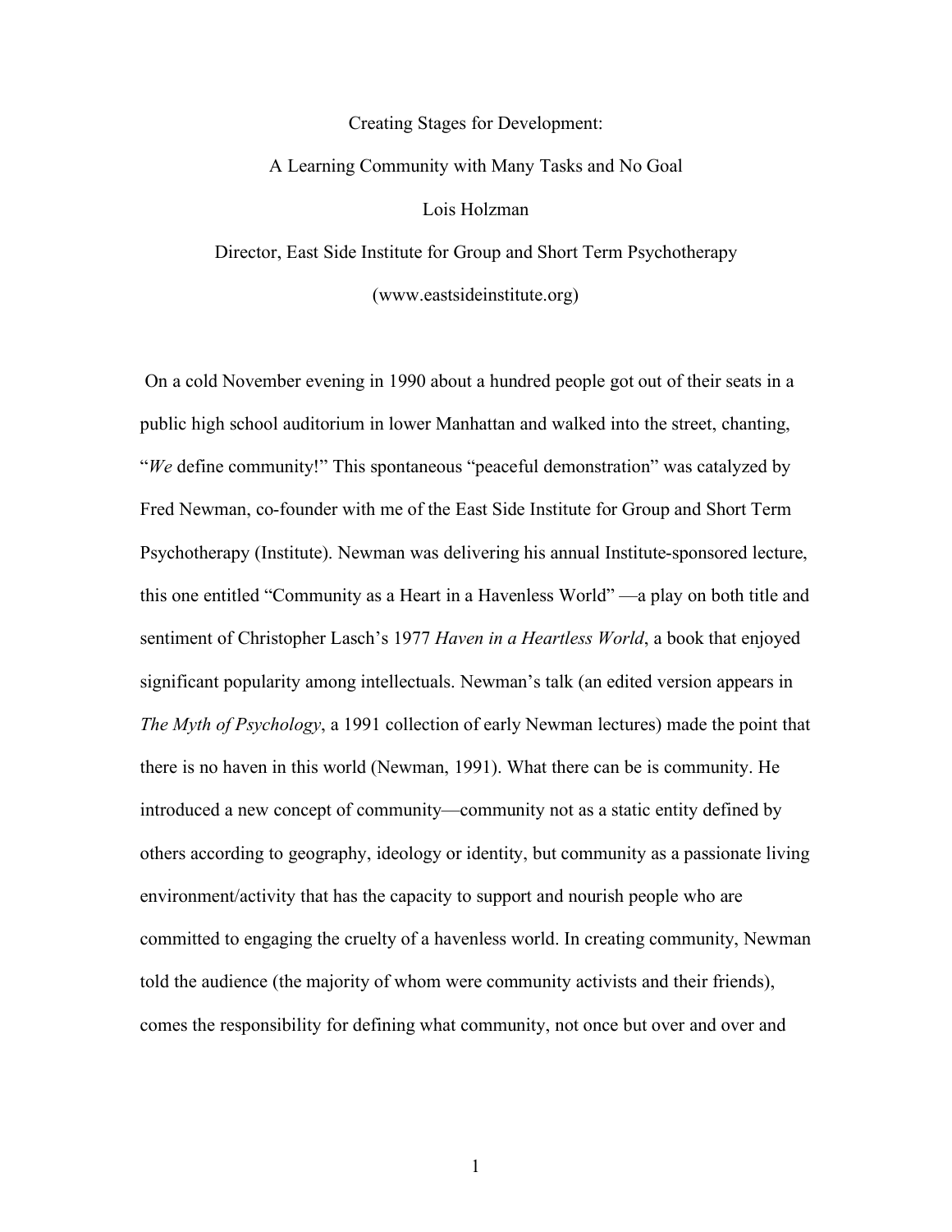# Creating Stages for Development:

## A Learning Community with Many Tasks and No Goal

Lois Holzman

Director, East Side Institute for Group and Short Term Psychotherapy

(www.eastsideinstitute.org)

On a cold November evening in 1990 about a hundred people got out of their seats in a public high school auditorium in lower Manhattan and walked into the street, chanting, "*We* define community!" This spontaneous "peaceful demonstration" was catalyzed by Fred Newman, co-founder with me of the East Side Institute for Group and Short Term Psychotherapy (Institute). Newman was delivering his annual Institute-sponsored lecture, this one entitled "Community as a Heart in a Havenless World" —a play on both title and sentiment of Christopher Lasch's 1977 *Haven in a Heartless World*, a book that enjoyed significant popularity among intellectuals. Newman's talk (an edited version appears in *The Myth of Psychology*, a 1991 collection of early Newman lectures) made the point that there is no haven in this world (Newman, 1991). What there can be is community. He introduced a new concept of community—community not as a static entity defined by others according to geography, ideology or identity, but community as a passionate living environment/activity that has the capacity to support and nourish people who are committed to engaging the cruelty of a havenless world. In creating community, Newman told the audience (the majority of whom were community activists and their friends), comes the responsibility for defining what community, not once but over and over and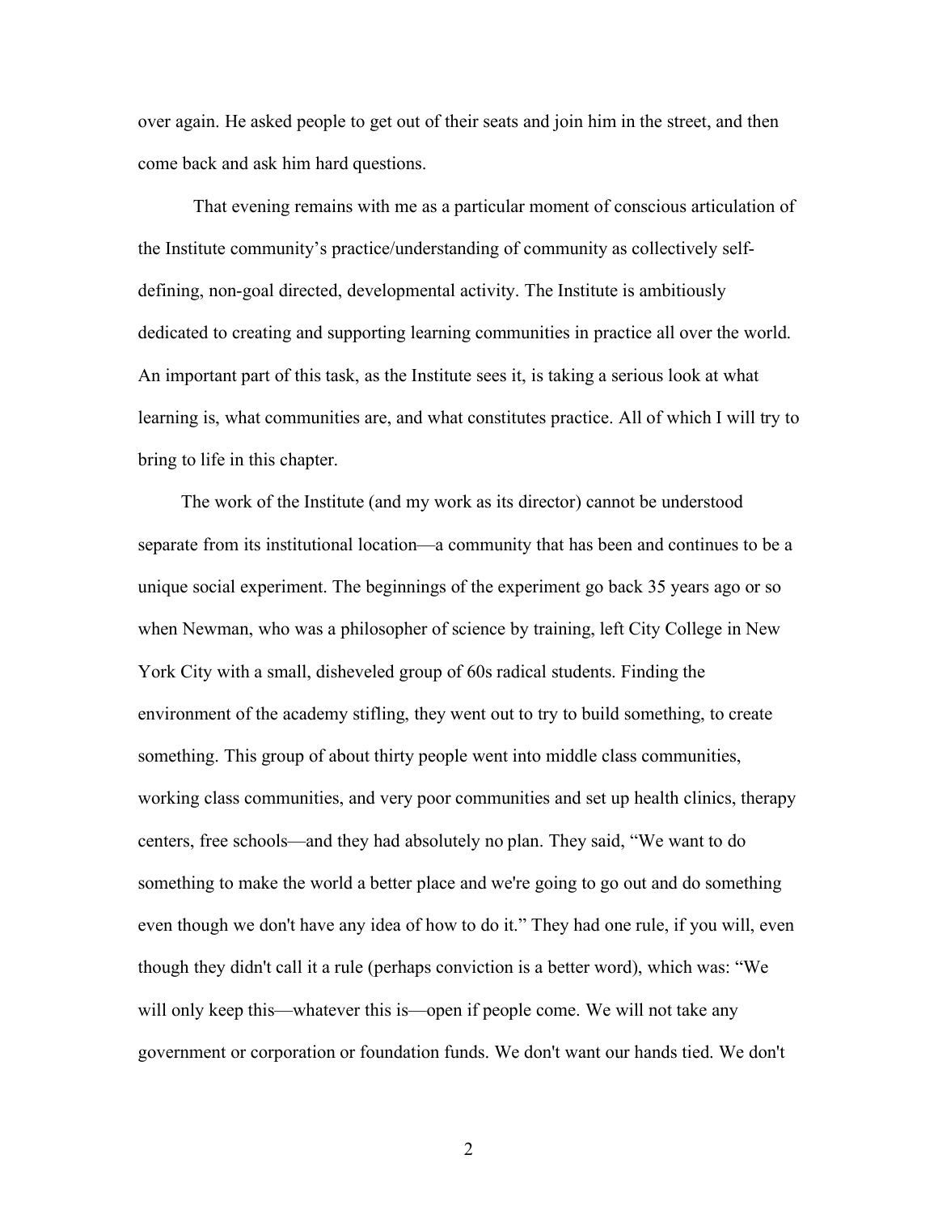over again. He asked people to get out of their seats and join him in the street, and then come back and ask him hard questions.

That evening remains with me as a particular moment of conscious articulation of the Institute community's practice/understanding of community as collectively self-defining, non-goal directed, developmental activity. The Institute is ambitiously dedicated to creating and supporting learning communities in practice all over the world. An important part of this task, as the Institute sees it, is taking a serious look at what learning is, what communities are, and what constitutes practice. All of which I will try to bring to life in this chapter.

The work of the Institute (and my work as its director) cannot be understood separate from its institutional location—a community that has been and continues to be a unique social experiment. The beginnings of the experiment go back 35 years ago or so when Newman, who was a philosopher of science by training, left City College in New York City with a small, disheveled group of 60s radical students. Finding the environment of the academy stifling, they went out to try to build something, to create something. This group of about thirty people went into middle class communities, working class communities, and very poor communities and set up health clinics, therapy centers, free schools—and they had absolutely no plan. They said, "We want to do something to make the world a better place and we're going to go out and do something even though we don't have any idea of how to do it." They had one rule, if you will, even though they didn't call it a rule (perhaps conviction is a better word), which was: "We will only keep this—whatever this is—open if people come. We will not take any government or corporation or foundation funds. We don't want our hands tied. We don't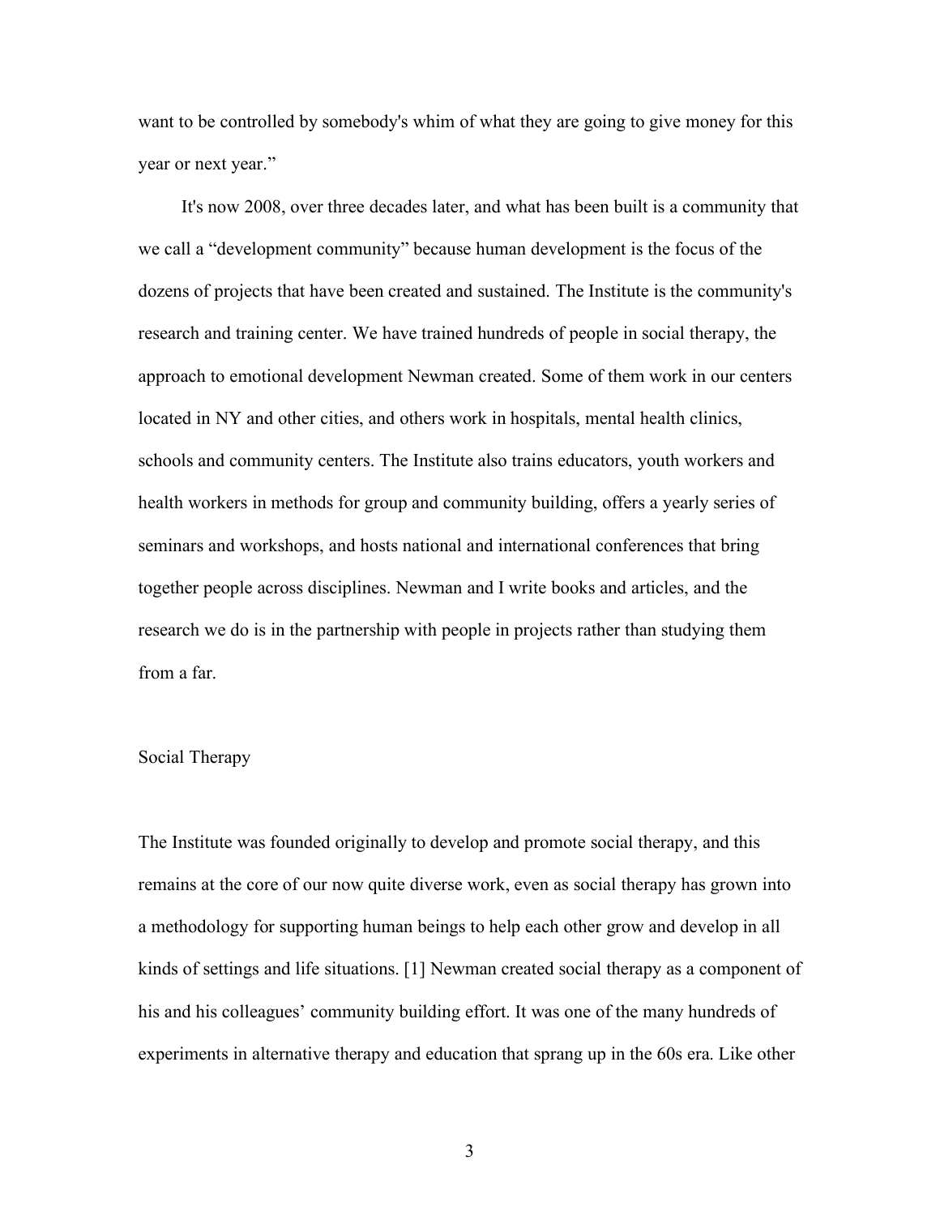want to be controlled by somebody's whim of what they are going to give money for this year or next year."

It's now 2008, over three decades later, and what has been built is a community that we call a "development community" because human development is the focus of the dozens of projects that have been created and sustained. The Institute is the community's research and training center. We have trained hundreds of people in social therapy, the approach to emotional development Newman created. Some of them work in our centers located in NY and other cities, and others work in hospitals, mental health clinics, schools and community centers. The Institute also trains educators, youth workers and health workers in methods for group and community building, offers a yearly series of seminars and workshops, and hosts national and international conferences that bring together people across disciplines. Newman and I write books and articles, and the research we do is in the partnership with people in projects rather than studying them from a far.

## Social Therapy

The Institute was founded originally to develop and promote social therapy, and this remains at the core of our now quite diverse work, even as social therapy has grown into a methodology for supporting human beings to help each other grow and develop in all kinds of settings and life situations. [1] Newman created social therapy as a component of his and his colleagues' community building effort. It was one of the many hundreds of experiments in alternative therapy and education that sprang up in the 60s era. Like other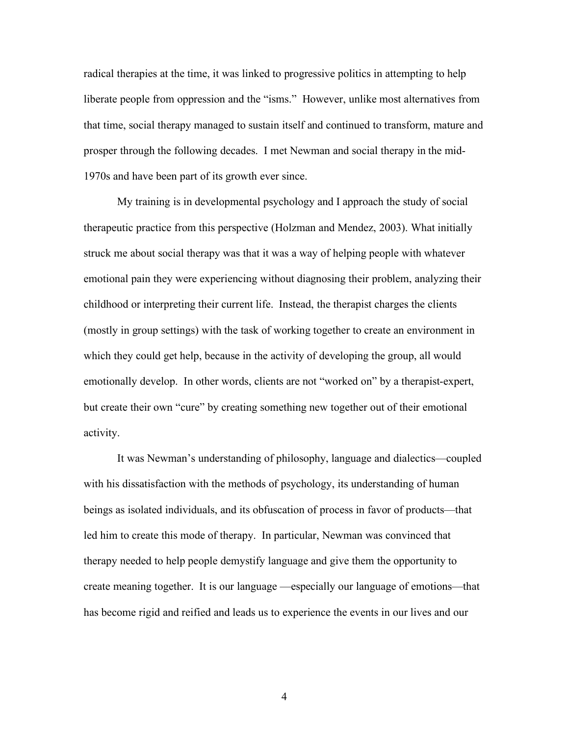radical therapies at the time, it was linked to progressive politics in attempting to help liberate people from oppression and the "isms." However, unlike most alternatives from that time, social therapy managed to sustain itself and continued to transform, mature and prosper through the following decades. I met Newman and social therapy in the mid-1970s and have been part of its growth ever since.

My training is in developmental psychology and I approach the study of social therapeutic practice from this perspective (Holzman and Mendez, 2003). What initially struck me about social therapy was that it was a way of helping people with whatever emotional pain they were experiencing without diagnosing their problem, analyzing their childhood or interpreting their current life. Instead, the therapist charges the clients (mostly in group settings) with the task of working together to create an environment in which they could get help, because in the activity of developing the group, all would emotionally develop. In other words, clients are not "worked on" by a therapist-expert, but create their own "cure" by creating something new together out of their emotional activity.

It was Newman's understanding of philosophy, language and dialectics—coupled with his dissatisfaction with the methods of psychology, its understanding of human beings as isolated individuals, and its obfuscation of process in favor of products—that led him to create this mode of therapy. In particular, Newman was convinced that therapy needed to help people demystify language and give them the opportunity to create meaning together. It is our language —especially our language of emotions—that has become rigid and reified and leads us to experience the events in our lives and our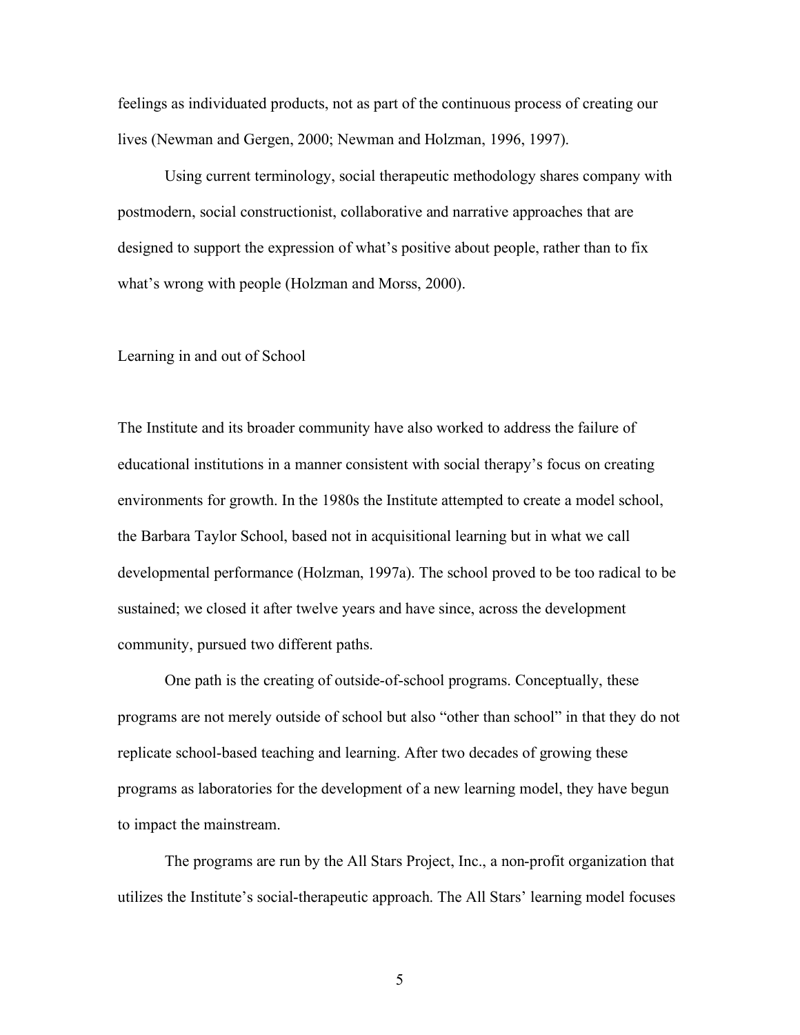feelings as individuated products, not as part of the continuous process of creating our lives (Newman and Gergen, 2000; Newman and Holzman, 1996, 1997).

Using current terminology, social therapeutic methodology shares company with postmodern, social constructionist, collaborative and narrative approaches that are designed to support the expression of what's positive about people, rather than to fix what's wrong with people (Holzman and Morss, 2000).

## Learning in and out of School

The Institute and its broader community have also worked to address the failure of educational institutions in a manner consistent with social therapy's focus on creating environments for growth. In the 1980s the Institute attempted to create a model school, the Barbara Taylor School, based not in acquisitional learning but in what we call developmental performance (Holzman, 1997a). The school proved to be too radical to be sustained; we closed it after twelve years and have since, across the development community, pursued two different paths.

One path is the creating of outside-of-school programs. Conceptually, these programs are not merely outside of school but also "other than school" in that they do not replicate school-based teaching and learning. After two decades of growing these programs as laboratories for the development of a new learning model, they have begun to impact the mainstream.

The programs are run by the All Stars Project, Inc., a non-profit organization that utilizes the Institute's social-therapeutic approach. The All Stars' learning model focuses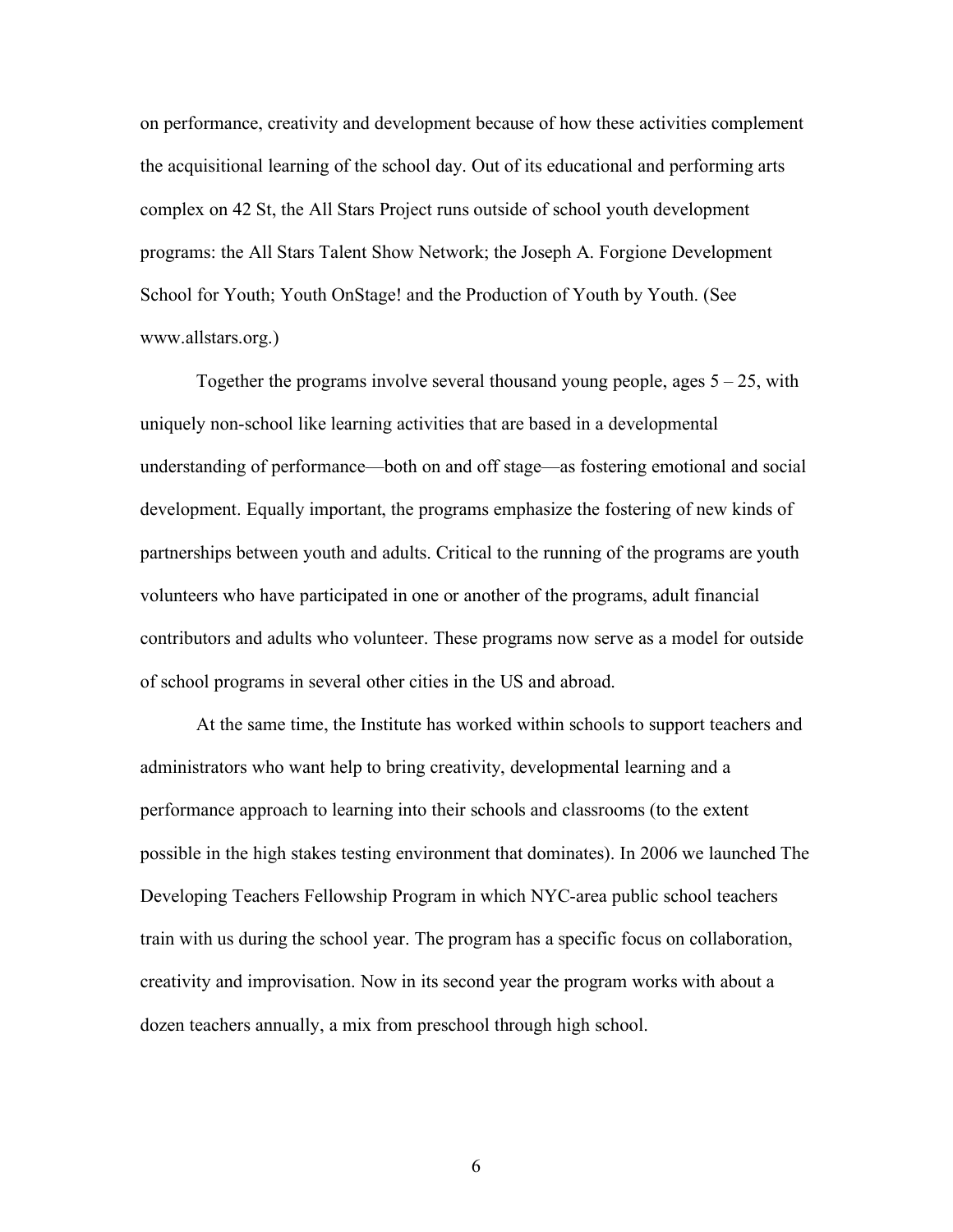on performance, creativity and development because of how these activities complement the acquisitional learning of the school day. Out of its educational and performing arts complex on 42 St, the All Stars Project runs outside of school youth development programs: the All Stars Talent Show Network; the Joseph A. Forgione Development School for Youth; Youth OnStage! and the Production of Youth by Youth. (See www.allstars.org.)

Together the programs involve several thousand young people, ages 5 – 25, with uniquely non-school like learning activities that are based in a developmental understanding of performance—both on and off stage—as fostering emotional and social development. Equally important, the programs emphasize the fostering of new kinds of partnerships between youth and adults. Critical to the running of the programs are youth volunteers who have participated in one or another of the programs, adult financial contributors and adults who volunteer. These programs now serve as a model for outside of school programs in several other cities in the US and abroad.

At the same time, the Institute has worked within schools to support teachers and administrators who want help to bring creativity, developmental learning and a performance approach to learning into their schools and classrooms (to the extent possible in the high stakes testing environment that dominates). In 2006 we launched The Developing Teachers Fellowship Program in which NYC-area public school teachers train with us during the school year. The program has a specific focus on collaboration, creativity and improvisation. Now in its second year the program works with about a dozen teachers annually, a mix from preschool through high school.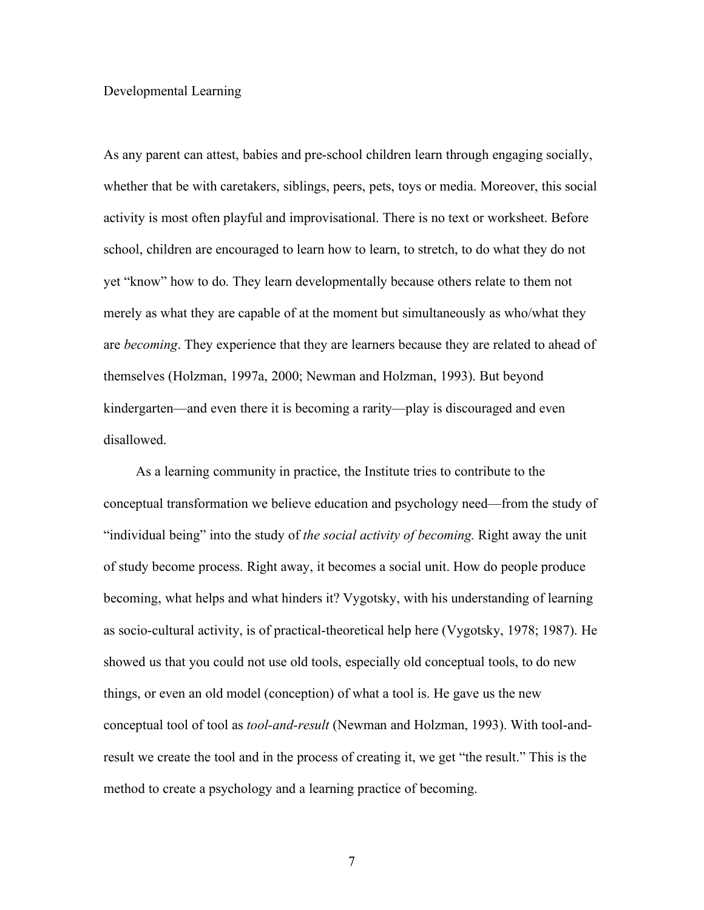## Developmental Learning

As any parent can attest, babies and pre-school children learn through engaging socially, whether that be with caretakers, siblings, peers, pets, toys or media. Moreover, this social activity is most often playful and improvisational. There is no text or worksheet. Before school, children are encouraged to learn how to learn, to stretch, to do what they do not yet "know" how to do. They learn developmentally because others relate to them not merely as what they are capable of at the moment but simultaneously as who/what they are *becoming*. They experience that they are learners because they are related to ahead of themselves (Holzman, 1997a, 2000; Newman and Holzman, 1993). But beyond kindergarten—and even there it is becoming a rarity—play is discouraged and even disallowed.

As a learning community in practice, the Institute tries to contribute to the conceptual transformation we believe education and psychology need—from the study of "individual being" into the study of *the social activity of becoming.* Right away the unit of study become process. Right away, it becomes a social unit. How do people produce becoming, what helps and what hinders it? Vygotsky, with his understanding of learning as socio-cultural activity, is of practical-theoretical help here (Vygotsky, 1978; 1987). He showed us that you could not use old tools, especially old conceptual tools, to do new things, or even an old model (conception) of what a tool is. He gave us the new conceptual tool of tool as *tool-and-result* (Newman and Holzman, 1993). With tool-and-result we create the tool and in the process of creating it, we get "the result." This is the method to create a psychology and a learning practice of becoming.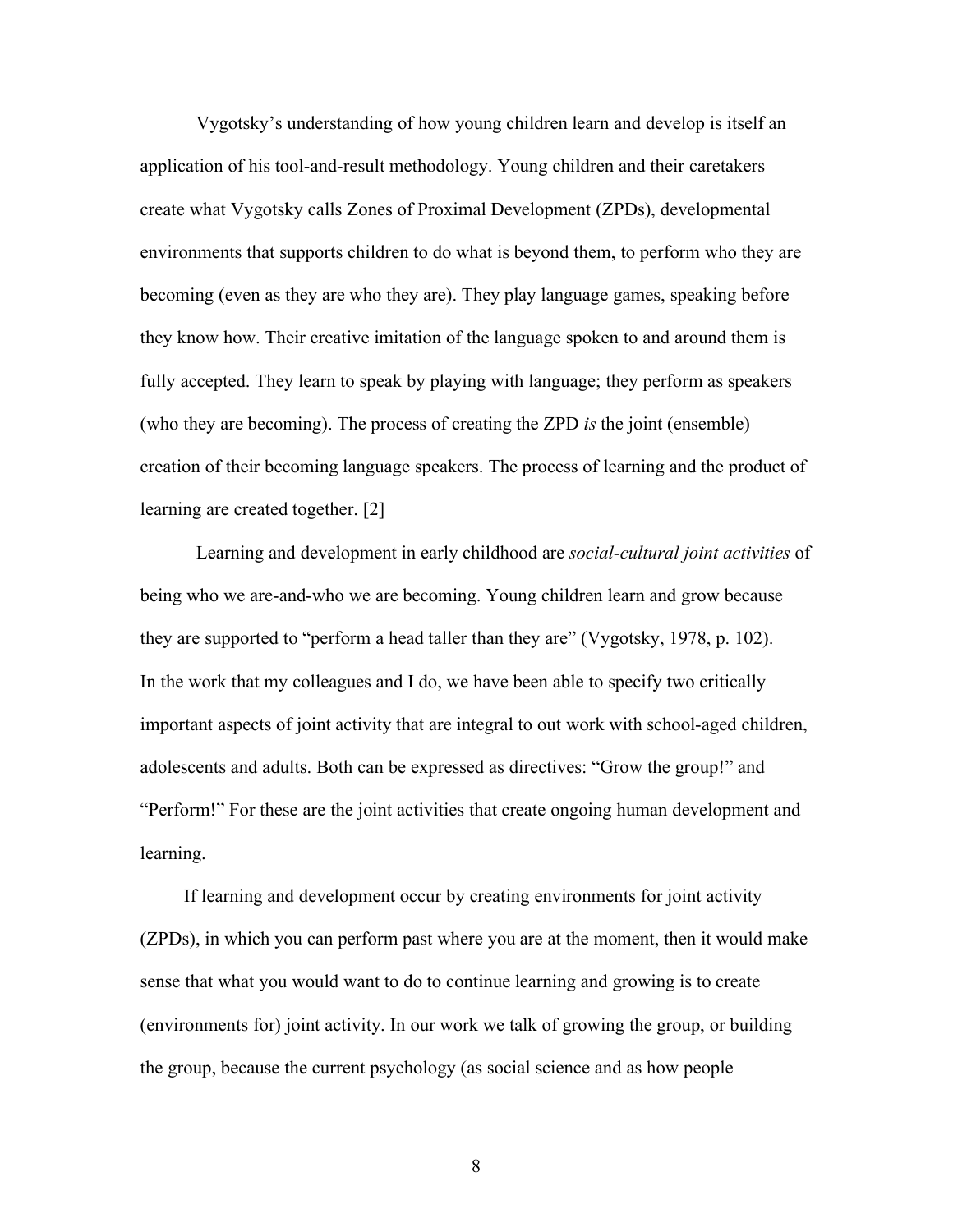Vygotsky's understanding of how young children learn and develop is itself an application of his tool-and-result methodology. Young children and their caretakers create what Vygotsky calls Zones of Proximal Development (ZPDs), developmental environments that supports children to do what is beyond them, to perform who they are becoming (even as they are who they are). They play language games, speaking before they know how. Their creative imitation of the language spoken to and around them is fully accepted. They learn to speak by playing with language; they perform as speakers (who they are becoming). The process of creating the ZPD *is* the joint (ensemble) creation of their becoming language speakers. The process of learning and the product of learning are created together. [2]

Learning and development in early childhood are *social-cultural joint activities* of being who we are-and-who we are becoming. Young children learn and grow because they are supported to "perform a head taller than they are" (Vygotsky, 1978, p. 102). In the work that my colleagues and I do, we have been able to specify two critically important aspects of joint activity that are integral to out work with school-aged children, adolescents and adults. Both can be expressed as directives: "Grow the group!" and "Perform!" For these are the joint activities that create ongoing human development and learning.

If learning and development occur by creating environments for joint activity (ZPDs), in which you can perform past where you are at the moment, then it would make sense that what you would want to do to continue learning and growing is to create (environments for) joint activity. In our work we talk of growing the group, or building the group, because the current psychology (as social science and as how people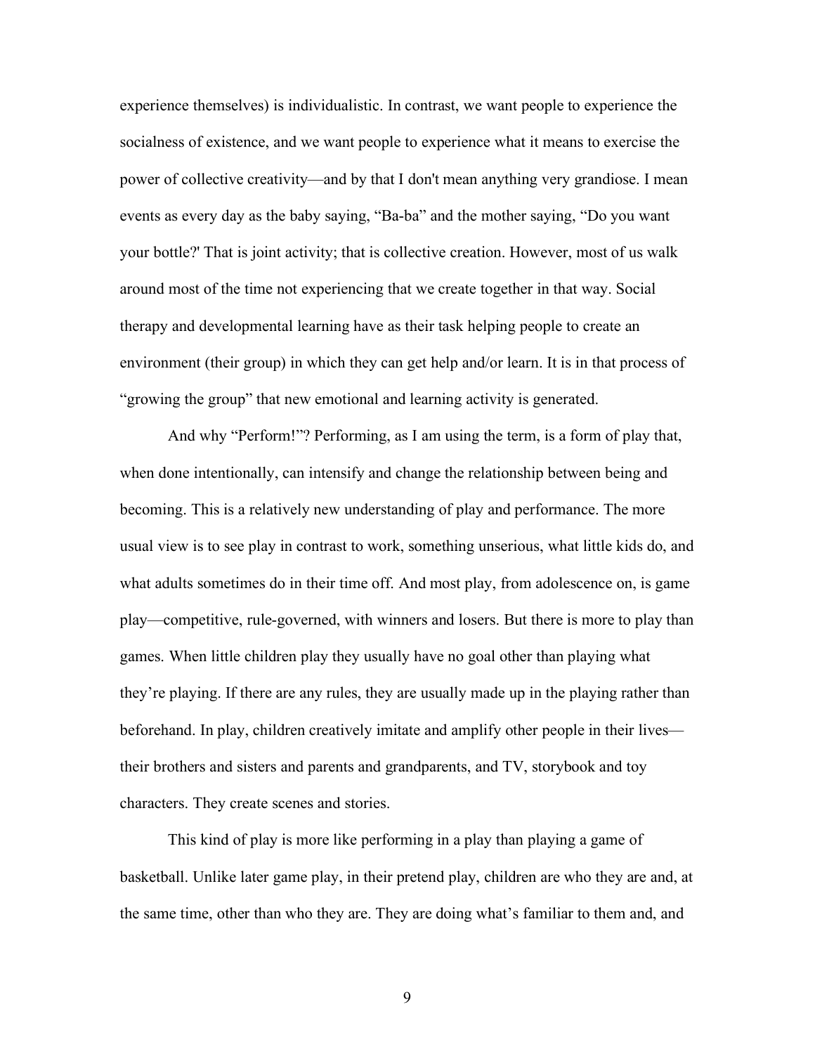experience themselves) is individualistic. In contrast, we want people to experience the socialness of existence, and we want people to experience what it means to exercise the power of collective creativity—and by that I don't mean anything very grandiose. I mean events as every day as the baby saying, "Ba-ba" and the mother saying, "Do you want your bottle?' That is joint activity; that is collective creation. However, most of us walk around most of the time not experiencing that we create together in that way. Social therapy and developmental learning have as their task helping people to create an environment (their group) in which they can get help and/or learn. It is in that process of "growing the group" that new emotional and learning activity is generated.

And why "Perform!"? Performing, as I am using the term, is a form of play that, when done intentionally, can intensify and change the relationship between being and becoming. This is a relatively new understanding of play and performance. The more usual view is to see play in contrast to work, something unserious, what little kids do, and what adults sometimes do in their time off. And most play, from adolescence on, is game play—competitive, rule-governed, with winners and losers. But there is more to play than games. When little children play they usually have no goal other than playing what they're playing. If there are any rules, they are usually made up in the playing rather than beforehand. In play, children creatively imitate and amplify other people in their lives—their brothers and sisters and parents and grandparents, and TV, storybook and toy characters. They create scenes and stories.

This kind of play is more like performing in a play than playing a game of basketball. Unlike later game play, in their pretend play, children are who they are and, at the same time, other than who they are. They are doing what's familiar to them and, and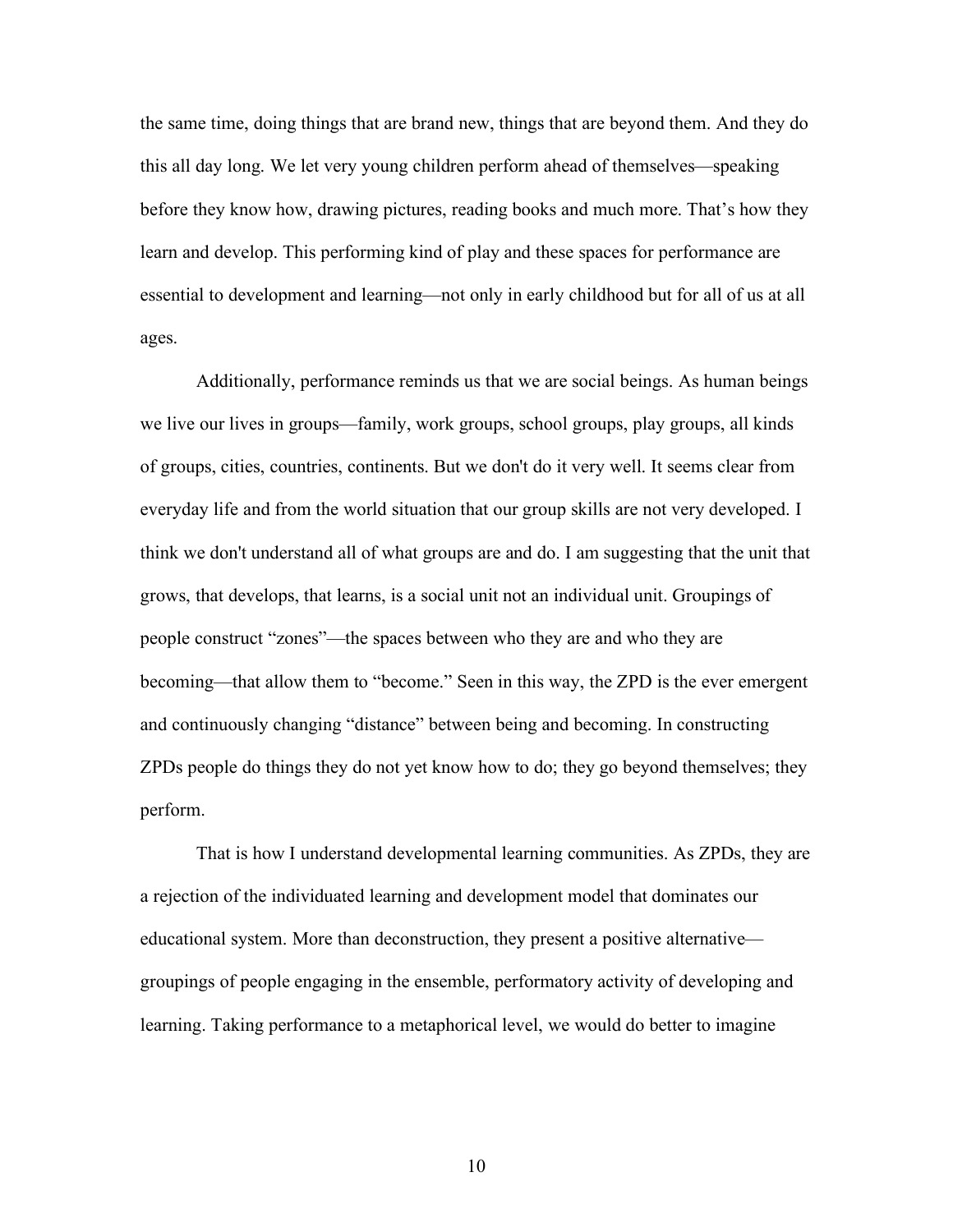the same time, doing things that are brand new, things that are beyond them. And they do this all day long. We let very young children perform ahead of themselves—speaking before they know how, drawing pictures, reading books and much more. That's how they learn and develop. This performing kind of play and these spaces for performance are essential to development and learning—not only in early childhood but for all of us at all ages.

Additionally, performance reminds us that we are social beings. As human beings we live our lives in groups—family, work groups, school groups, play groups, all kinds of groups, cities, countries, continents. But we don't do it very well. It seems clear from everyday life and from the world situation that our group skills are not very developed. I think we don't understand all of what groups are and do. I am suggesting that the unit that grows, that develops, that learns, is a social unit not an individual unit. Groupings of people construct "zones"—the spaces between who they are and who they are becoming—that allow them to "become." Seen in this way, the ZPD is the ever emergent and continuously changing "distance" between being and becoming. In constructing ZPDs people do things they do not yet know how to do; they go beyond themselves; they perform.

That is how I understand developmental learning communities. As ZPDs, they are a rejection of the individuated learning and development model that dominates our educational system. More than deconstruction, they present a positive alternative—groupings of people engaging in the ensemble, performatory activity of developing and learning. Taking performance to a metaphorical level, we would do better to imagine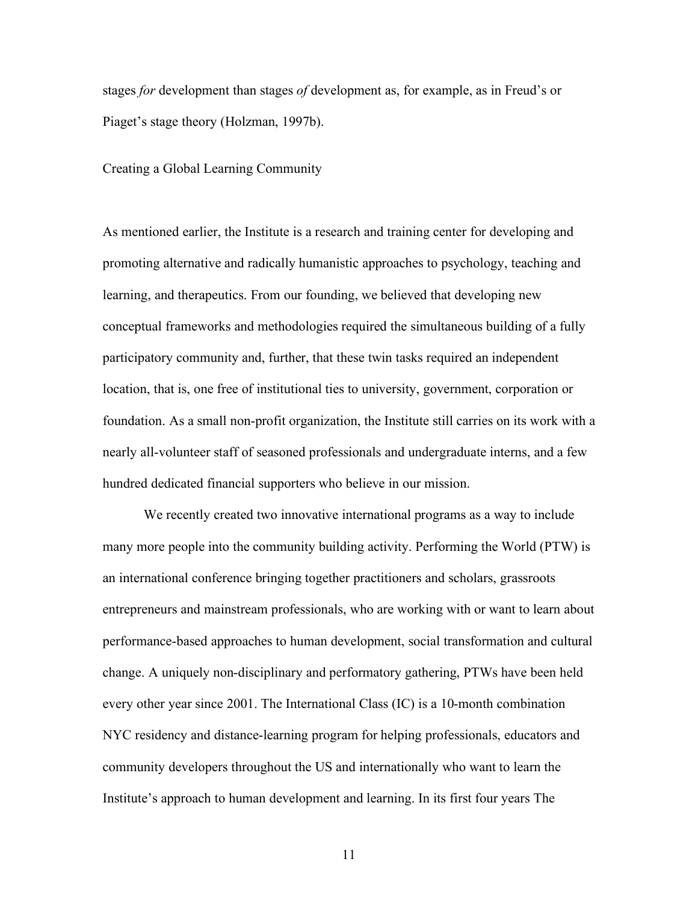stages *for* development than stages *of* development as, for example, as in Freud's or Piaget's stage theory (Holzman, 1997b).

## Creating a Global Learning Community

As mentioned earlier, the Institute is a research and training center for developing and promoting alternative and radically humanistic approaches to psychology, teaching and learning, and therapeutics. From our founding, we believed that developing new conceptual frameworks and methodologies required the simultaneous building of a fully participatory community and, further, that these twin tasks required an independent location, that is, one free of institutional ties to university, government, corporation or foundation. As a small non-profit organization, the Institute still carries on its work with a nearly all-volunteer staff of seasoned professionals and undergraduate interns, and a few hundred dedicated financial supporters who believe in our mission.

We recently created two innovative international programs as a way to include many more people into the community building activity. Performing the World (PTW) is an international conference bringing together practitioners and scholars, grassroots entrepreneurs and mainstream professionals, who are working with or want to learn about performance-based approaches to human development, social transformation and cultural change. A uniquely non-disciplinary and performatory gathering, PTWs have been held every other year since 2001. The International Class (IC) is a 10-month combination NYC residency and distance-learning program for helping professionals, educators and community developers throughout the US and internationally who want to learn the Institute's approach to human development and learning. In its first four years The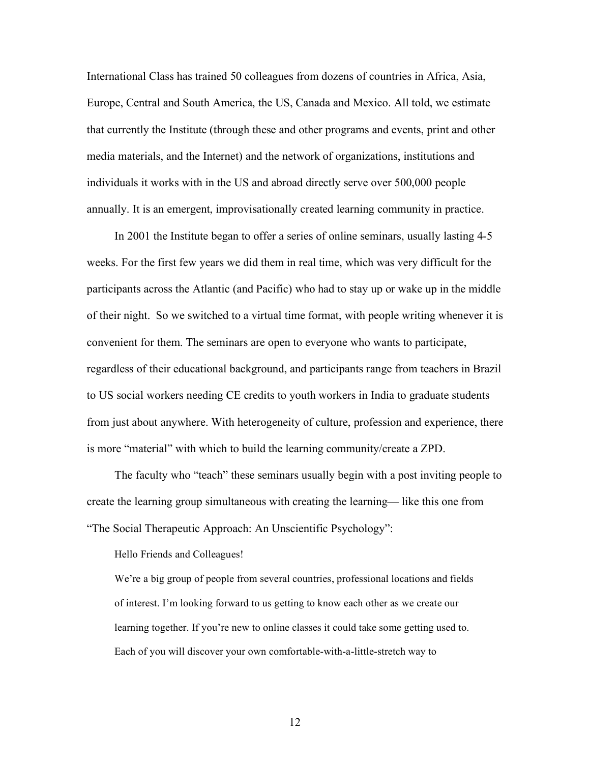International Class has trained 50 colleagues from dozens of countries in Africa, Asia, Europe, Central and South America, the US, Canada and Mexico. All told, we estimate that currently the Institute (through these and other programs and events, print and other media materials, and the Internet) and the network of organizations, institutions and individuals it works with in the US and abroad directly serve over 500,000 people annually. It is an emergent, improvisationally created learning community in practice.

In 2001 the Institute began to offer a series of online seminars, usually lasting 4-5 weeks. For the first few years we did them in real time, which was very difficult for the participants across the Atlantic (and Pacific) who had to stay up or wake up in the middle of their night. So we switched to a virtual time format, with people writing whenever it is convenient for them. The seminars are open to everyone who wants to participate, regardless of their educational background, and participants range from teachers in Brazil to US social workers needing CE credits to youth workers in India to graduate students from just about anywhere. With heterogeneity of culture, profession and experience, there is more "material" with which to build the learning community/create a ZPD.

The faculty who "teach" these seminars usually begin with a post inviting people to create the learning group simultaneous with creating the learning— like this one from "The Social Therapeutic Approach: An Unscientific Psychology":

> Hello Friends and Colleagues!
>
> We're a big group of people from several countries, professional locations and fields of interest. I'm looking forward to us getting to know each other as we create our learning together. If you're new to online classes it could take some getting used to. Each of you will discover your own comfortable-with-a-little-stretch way to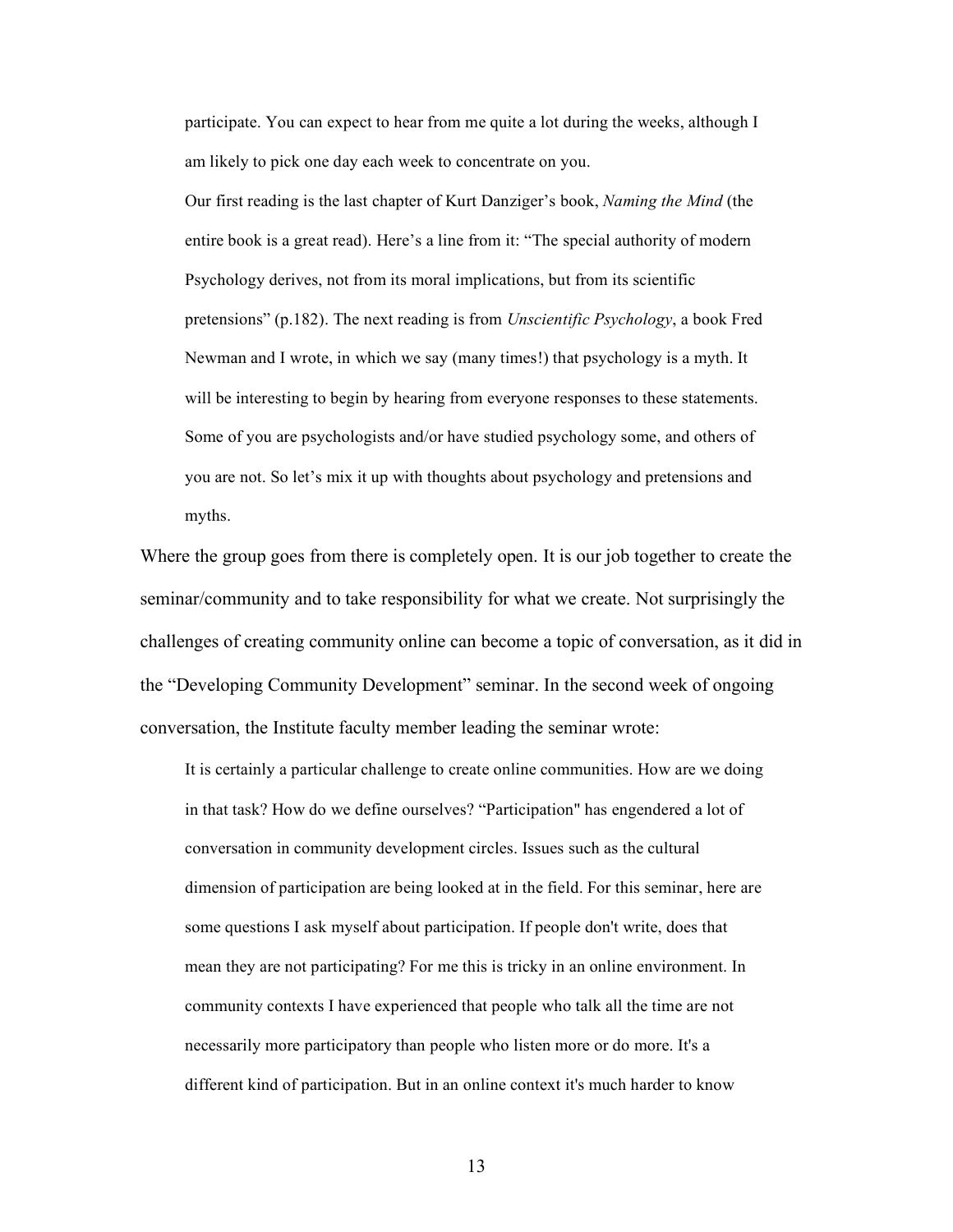> participate. You can expect to hear from me quite a lot during the weeks, although I am likely to pick one day each week to concentrate on you.
>
> Our first reading is the last chapter of Kurt Danziger's book, *Naming the Mind* (the entire book is a great read). Here's a line from it: "The special authority of modern Psychology derives, not from its moral implications, but from its scientific pretensions" (p.182). The next reading is from *Unscientific Psychology*, a book Fred Newman and I wrote, in which we say (many times!) that psychology is a myth. It will be interesting to begin by hearing from everyone responses to these statements. Some of you are psychologists and/or have studied psychology some, and others of you are not. So let's mix it up with thoughts about psychology and pretensions and myths.

Where the group goes from there is completely open. It is our job together to create the seminar/community and to take responsibility for what we create. Not surprisingly the challenges of creating community online can become a topic of conversation, as it did in the "Developing Community Development" seminar. In the second week of ongoing conversation, the Institute faculty member leading the seminar wrote:

> It is certainly a particular challenge to create online communities. How are we doing in that task? How do we define ourselves? "Participation" has engendered a lot of conversation in community development circles. Issues such as the cultural dimension of participation are being looked at in the field. For this seminar, here are some questions I ask myself about participation. If people don't write, does that mean they are not participating? For me this is tricky in an online environment. In community contexts I have experienced that people who talk all the time are not necessarily more participatory than people who listen more or do more. It's a different kind of participation. But in an online context it's much harder to know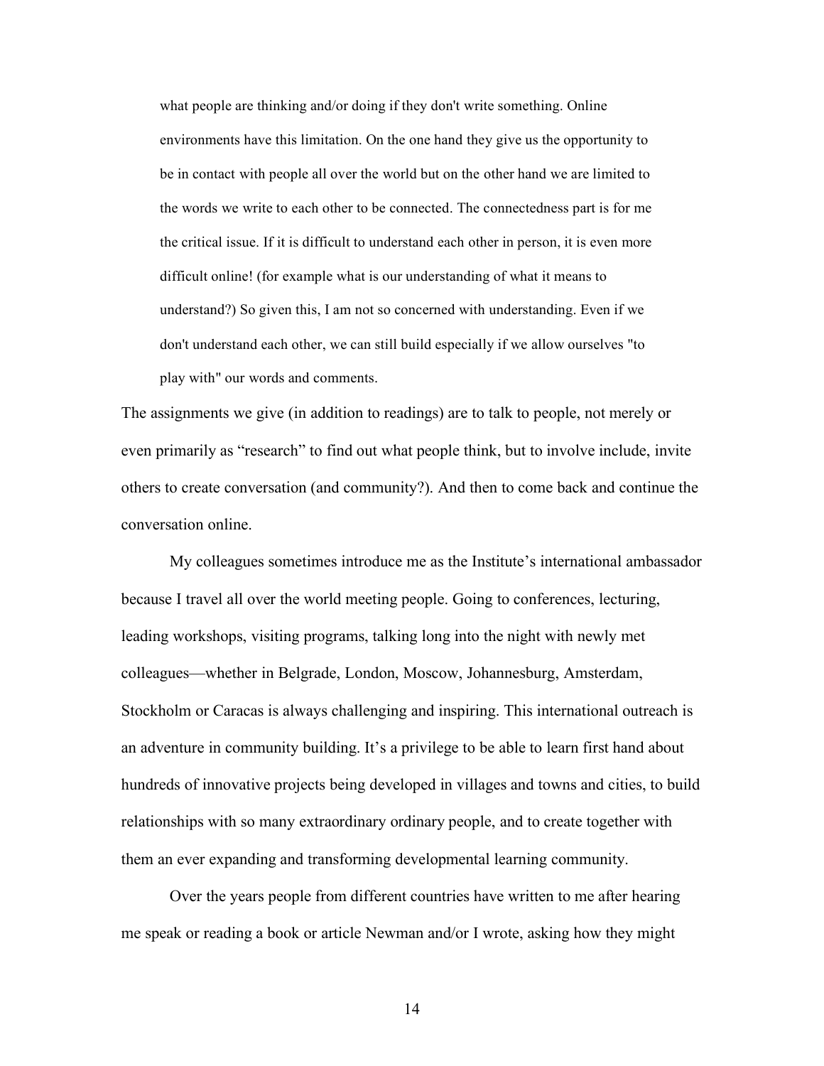> what people are thinking and/or doing if they don't write something. Online environments have this limitation. On the one hand they give us the opportunity to be in contact with people all over the world but on the other hand we are limited to the words we write to each other to be connected. The connectedness part is for me the critical issue. If it is difficult to understand each other in person, it is even more difficult online! (for example what is our understanding of what it means to understand?) So given this, I am not so concerned with understanding. Even if we don't understand each other, we can still build especially if we allow ourselves "to play with" our words and comments.

The assignments we give (in addition to readings) are to talk to people, not merely or even primarily as "research" to find out what people think, but to involve include, invite others to create conversation (and community?). And then to come back and continue the conversation online.

My colleagues sometimes introduce me as the Institute's international ambassador because I travel all over the world meeting people. Going to conferences, lecturing, leading workshops, visiting programs, talking long into the night with newly met colleagues—whether in Belgrade, London, Moscow, Johannesburg, Amsterdam, Stockholm or Caracas is always challenging and inspiring. This international outreach is an adventure in community building. It's a privilege to be able to learn first hand about hundreds of innovative projects being developed in villages and towns and cities, to build relationships with so many extraordinary ordinary people, and to create together with them an ever expanding and transforming developmental learning community.

Over the years people from different countries have written to me after hearing me speak or reading a book or article Newman and/or I wrote, asking how they might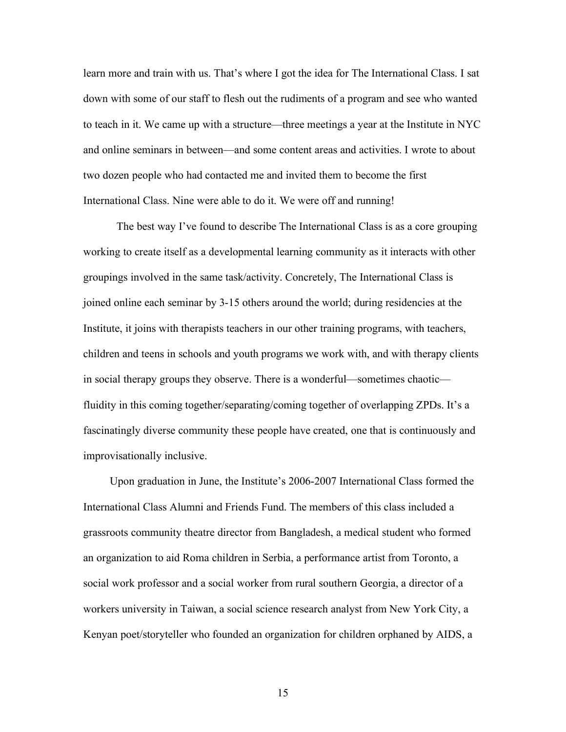learn more and train with us. That's where I got the idea for The International Class. I sat down with some of our staff to flesh out the rudiments of a program and see who wanted to teach in it. We came up with a structure—three meetings a year at the Institute in NYC and online seminars in between—and some content areas and activities. I wrote to about two dozen people who had contacted me and invited them to become the first International Class. Nine were able to do it. We were off and running!

The best way I've found to describe The International Class is as a core grouping working to create itself as a developmental learning community as it interacts with other groupings involved in the same task/activity. Concretely, The International Class is joined online each seminar by 3-15 others around the world; during residencies at the Institute, it joins with therapists teachers in our other training programs, with teachers, children and teens in schools and youth programs we work with, and with therapy clients in social therapy groups they observe. There is a wonderful—sometimes chaotic—fluidity in this coming together/separating/coming together of overlapping ZPDs. It's a fascinatingly diverse community these people have created, one that is continuously and improvisationally inclusive.

Upon graduation in June, the Institute's 2006-2007 International Class formed the International Class Alumni and Friends Fund. The members of this class included a grassroots community theatre director from Bangladesh, a medical student who formed an organization to aid Roma children in Serbia, a performance artist from Toronto, a social work professor and a social worker from rural southern Georgia, a director of a workers university in Taiwan, a social science research analyst from New York City, a Kenyan poet/storyteller who founded an organization for children orphaned by AIDS, a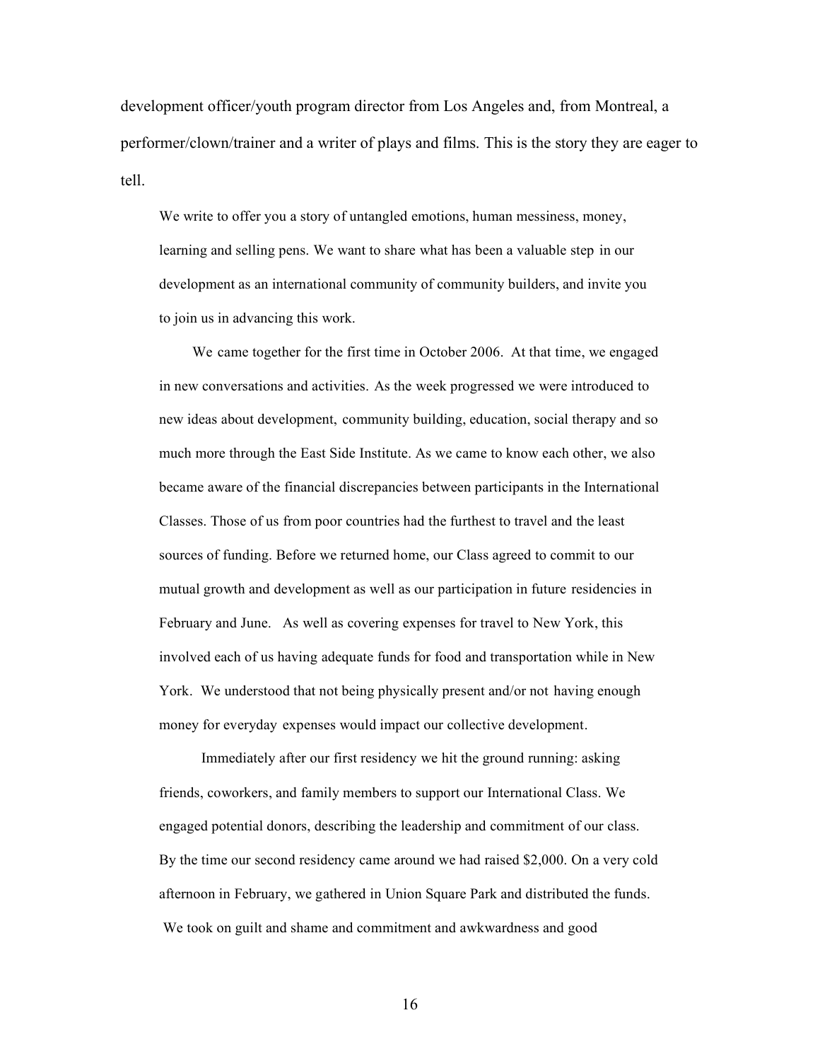development officer/youth program director from Los Angeles and, from Montreal, a performer/clown/trainer and a writer of plays and films. This is the story they are eager to tell.

> We write to offer you a story of untangled emotions, human messiness, money, learning and selling pens. We want to share what has been a valuable step in our development as an international community of community builders, and invite you to join us in advancing this work.
>
> We came together for the first time in October 2006. At that time, we engaged in new conversations and activities. As the week progressed we were introduced to new ideas about development, community building, education, social therapy and so much more through the East Side Institute. As we came to know each other, we also became aware of the financial discrepancies between participants in the International Classes. Those of us from poor countries had the furthest to travel and the least sources of funding. Before we returned home, our Class agreed to commit to our mutual growth and development as well as our participation in future residencies in February and June. As well as covering expenses for travel to New York, this involved each of us having adequate funds for food and transportation while in New York. We understood that not being physically present and/or not having enough money for everyday expenses would impact our collective development.
>
> Immediately after our first residency we hit the ground running: asking friends, coworkers, and family members to support our International Class. We engaged potential donors, describing the leadership and commitment of our class. By the time our second residency came around we had raised $2,000. On a very cold afternoon in February, we gathered in Union Square Park and distributed the funds. We took on guilt and shame and commitment and awkwardness and good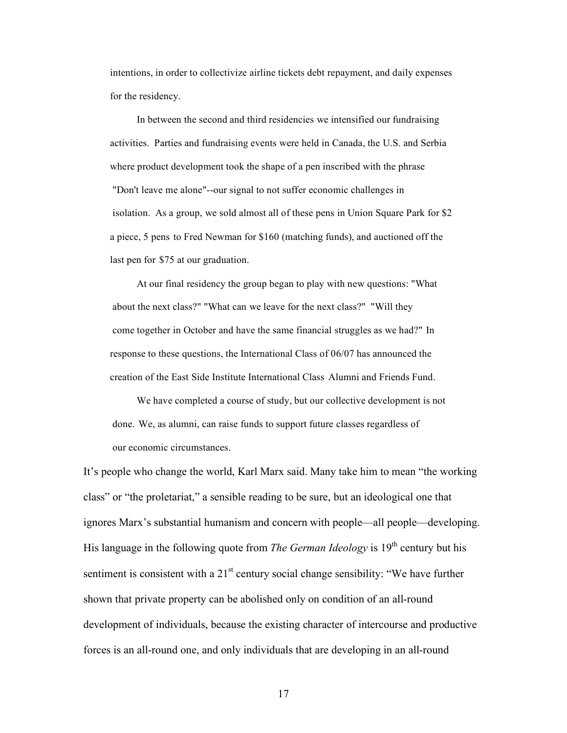> intentions, in order to collectivize airline tickets debt repayment, and daily expenses for the residency.
>
> In between the second and third residencies we intensified our fundraising activities. Parties and fundraising events were held in Canada, the U.S. and Serbia where product development took the shape of a pen inscribed with the phrase "Don't leave me alone"--our signal to not suffer economic challenges in isolation. As a group, we sold almost all of these pens in Union Square Park for $2 a piece, 5 pens to Fred Newman for $160 (matching funds), and auctioned off the last pen for $75 at our graduation.
>
> At our final residency the group began to play with new questions: "What about the next class?" "What can we leave for the next class?" "Will they come together in October and have the same financial struggles as we had?" In response to these questions, the International Class of 06/07 has announced the creation of the East Side Institute International Class Alumni and Friends Fund.
>
> We have completed a course of study, but our collective development is not done. We, as alumni, can raise funds to support future classes regardless of our economic circumstances.

It's people who change the world, Karl Marx said. Many take him to mean "the working class" or "the proletariat," a sensible reading to be sure, but an ideological one that ignores Marx's substantial humanism and concern with people—all people—developing. His language in the following quote from *The German Ideology* is 19th century but his sentiment is consistent with a 21st century social change sensibility: "We have further shown that private property can be abolished only on condition of an all-round development of individuals, because the existing character of intercourse and productive forces is an all-round one, and only individuals that are developing in an all-round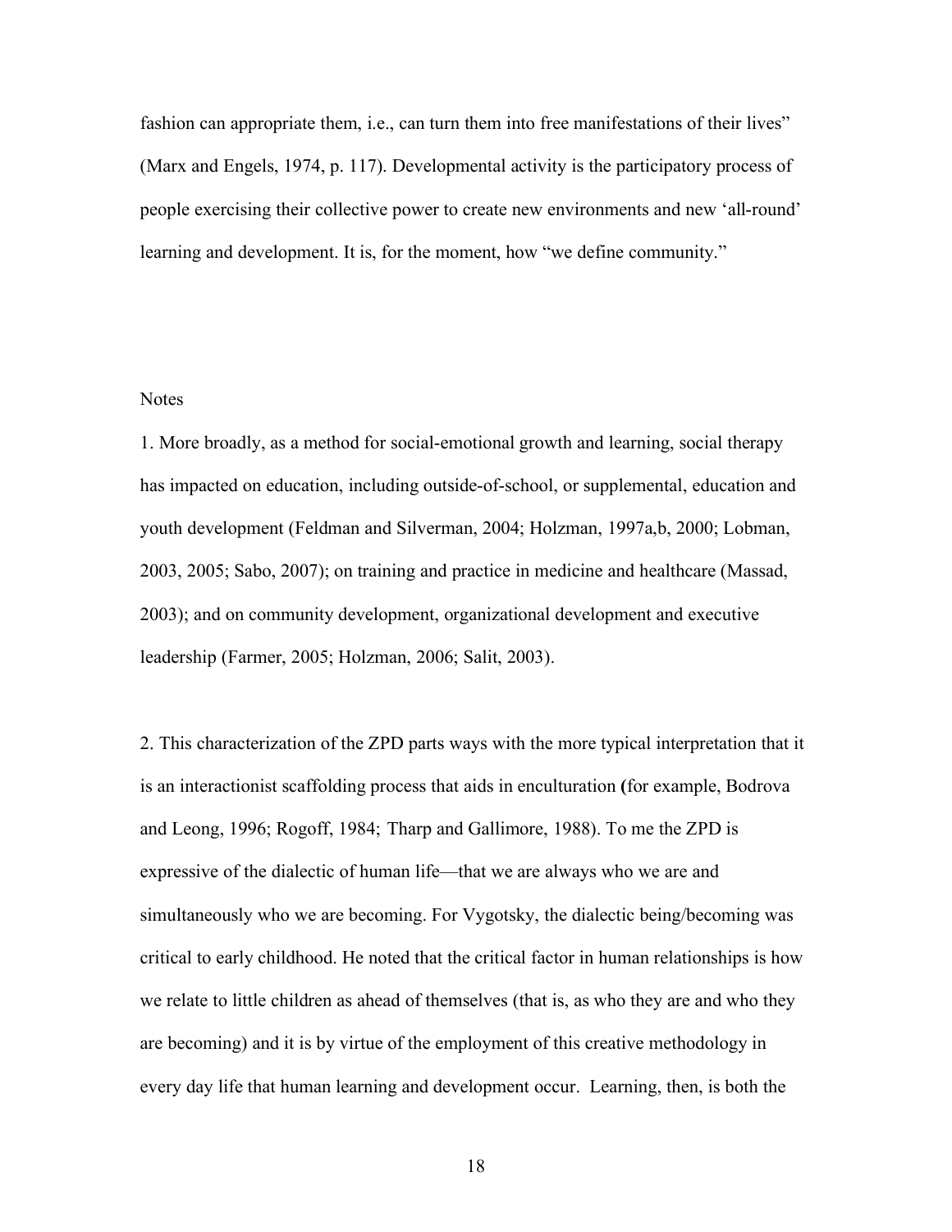fashion can appropriate them, i.e., can turn them into free manifestations of their lives" (Marx and Engels, 1974, p. 117). Developmental activity is the participatory process of people exercising their collective power to create new environments and new 'all-round' learning and development. It is, for the moment, how "we define community."

Notes

1. More broadly, as a method for social-emotional growth and learning, social therapy has impacted on education, including outside-of-school, or supplemental, education and youth development (Feldman and Silverman, 2004; Holzman, 1997a,b, 2000; Lobman, 2003, 2005; Sabo, 2007); on training and practice in medicine and healthcare (Massad, 2003); and on community development, organizational development and executive leadership (Farmer, 2005; Holzman, 2006; Salit, 2003).

2. This characterization of the ZPD parts ways with the more typical interpretation that it is an interactionist scaffolding process that aids in enculturation **(**for example, Bodrova and Leong, 1996; Rogoff, 1984; Tharp and Gallimore, 1988). To me the ZPD is expressive of the dialectic of human life—that we are always who we are and simultaneously who we are becoming. For Vygotsky, the dialectic being/becoming was critical to early childhood. He noted that the critical factor in human relationships is how we relate to little children as ahead of themselves (that is, as who they are and who they are becoming) and it is by virtue of the employment of this creative methodology in every day life that human learning and development occur. Learning, then, is both the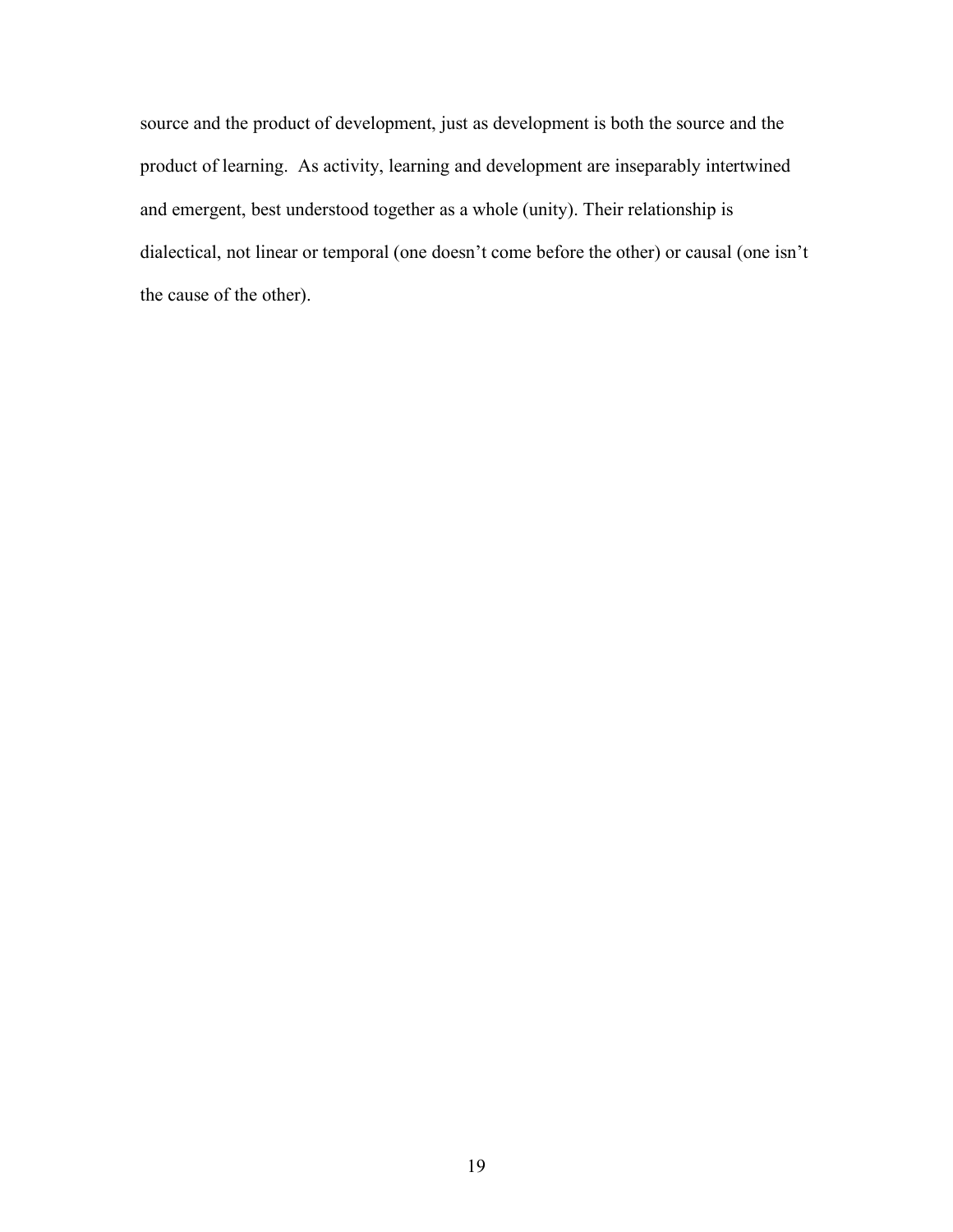source and the product of development, just as development is both the source and the product of learning.  As activity, learning and development are inseparably intertwined and emergent, best understood together as a whole (unity). Their relationship is dialectical, not linear or temporal (one doesn't come before the other) or causal (one isn't the cause of the other).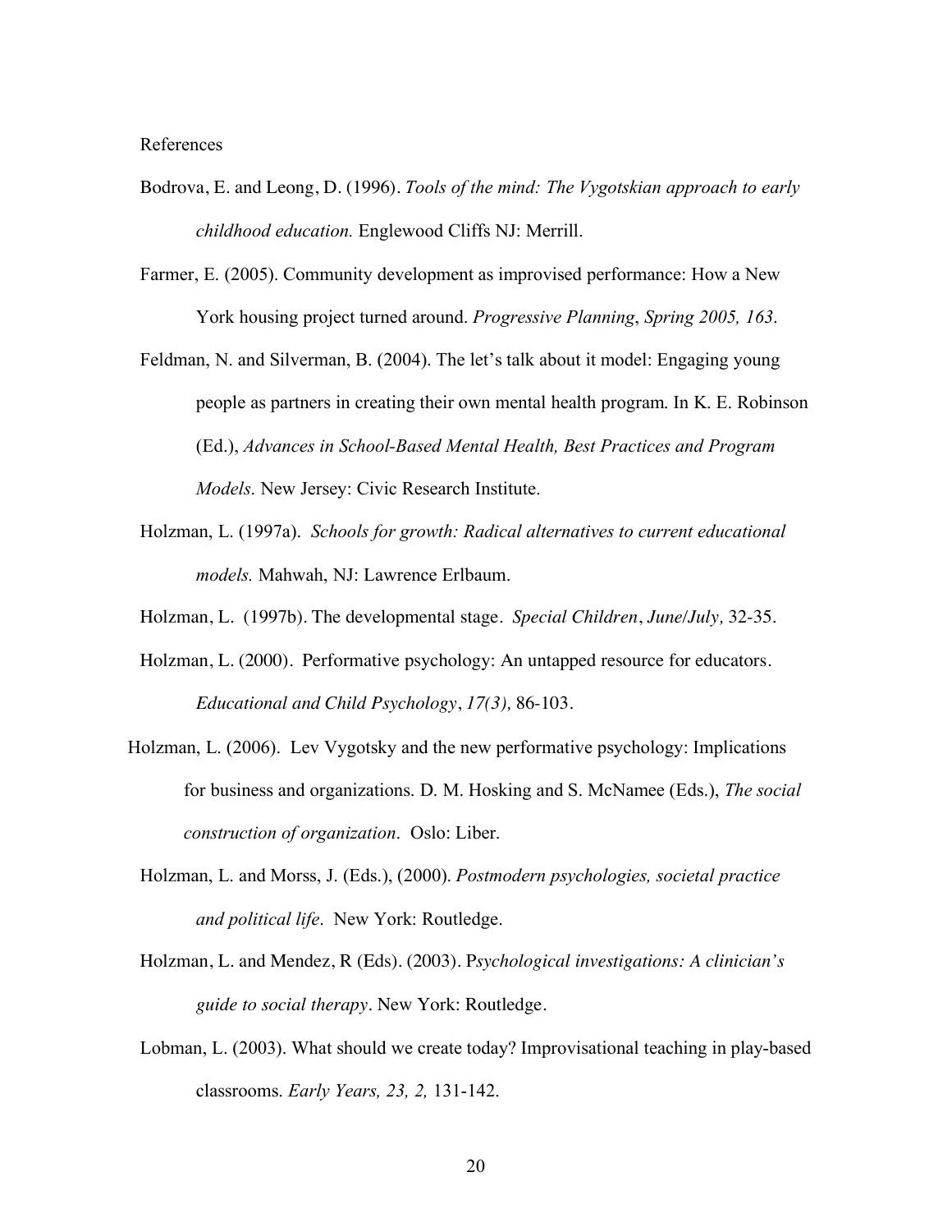References

Bodrova, E. and Leong, D. (1996). *Tools of the mind: The Vygotskian approach to early childhood education.* Englewood Cliffs NJ: Merrill.

Farmer, E. (2005). Community development as improvised performance: How a New York housing project turned around. *Progressive Planning*, *Spring 2005, 163*.

Feldman, N. and Silverman, B. (2004). The let's talk about it model: Engaging young people as partners in creating their own mental health program. In K. E. Robinson (Ed.), *Advances in School-Based Mental Health, Best Practices and Program Models*. New Jersey: Civic Research Institute.

Holzman, L. (1997a). *Schools for growth: Radical alternatives to current educational models.* Mahwah, NJ: Lawrence Erlbaum.

Holzman, L. (1997b). The developmental stage. *Special Children*, *June/July,* 32-35.

Holzman, L. (2000). Performative psychology: An untapped resource for educators. *Educational and Child Psychology*, *17(3),* 86-103.

Holzman, L. (2006). Lev Vygotsky and the new performative psychology: Implications for business and organizations. D. M. Hosking and S. McNamee (Eds.), *The social construction of organization*. Oslo: Liber.

Holzman, L. and Morss, J. (Eds.), (2000). *Postmodern psychologies, societal practice and political life*. New York: Routledge.

Holzman, L. and Mendez, R (Eds). (2003). P*sychological investigations: A clinician's guide to social therapy*. New York: Routledge.

Lobman, L. (2003). What should we create today? Improvisational teaching in play-based classrooms. *Early Years, 23, 2,* 131-142.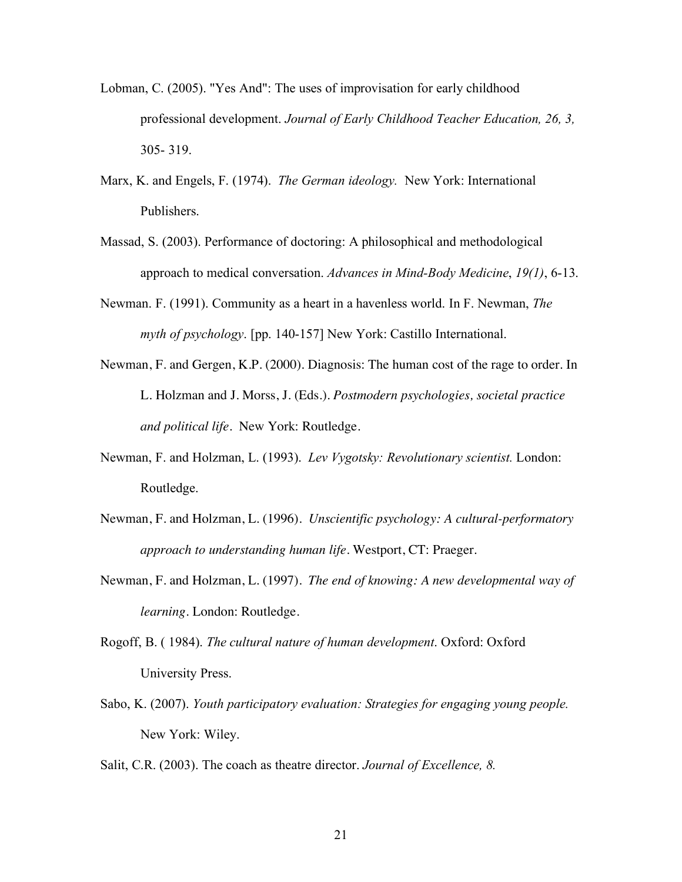Lobman, C. (2005). "Yes And": The uses of improvisation for early childhood professional development. *Journal of Early Childhood Teacher Education, 26, 3,* 305- 319.

Marx, K. and Engels, F. (1974). *The German ideology.* New York: International Publishers.

Massad, S. (2003). Performance of doctoring: A philosophical and methodological approach to medical conversation. *Advances in Mind-Body Medicine*, *19(1)*, 6-13.

Newman. F. (1991). Community as a heart in a havenless world. In F. Newman, *The myth of psychology*. [pp. 140-157] New York: Castillo International.

Newman, F. and Gergen, K.P. (2000). Diagnosis: The human cost of the rage to order. In L. Holzman and J. Morss, J. (Eds.). *Postmodern psychologies, societal practice and political life*. New York: Routledge.

Newman, F. and Holzman, L. (1993). *Lev Vygotsky: Revolutionary scientist.* London: Routledge.

Newman, F. and Holzman, L. (1996). *Unscientific psychology: A cultural-performatory approach to understanding human life*. Westport, CT: Praeger.

Newman, F. and Holzman, L. (1997). *The end of knowing: A new developmental way of learning*. London: Routledge.

Rogoff, B. ( 1984). *The cultural nature of human development*. Oxford: Oxford University Press.

Sabo, K. (2007). *Youth participatory evaluation: Strategies for engaging young people.* New York: Wiley.

Salit, C.R. (2003). The coach as theatre director. *Journal of Excellence, 8.*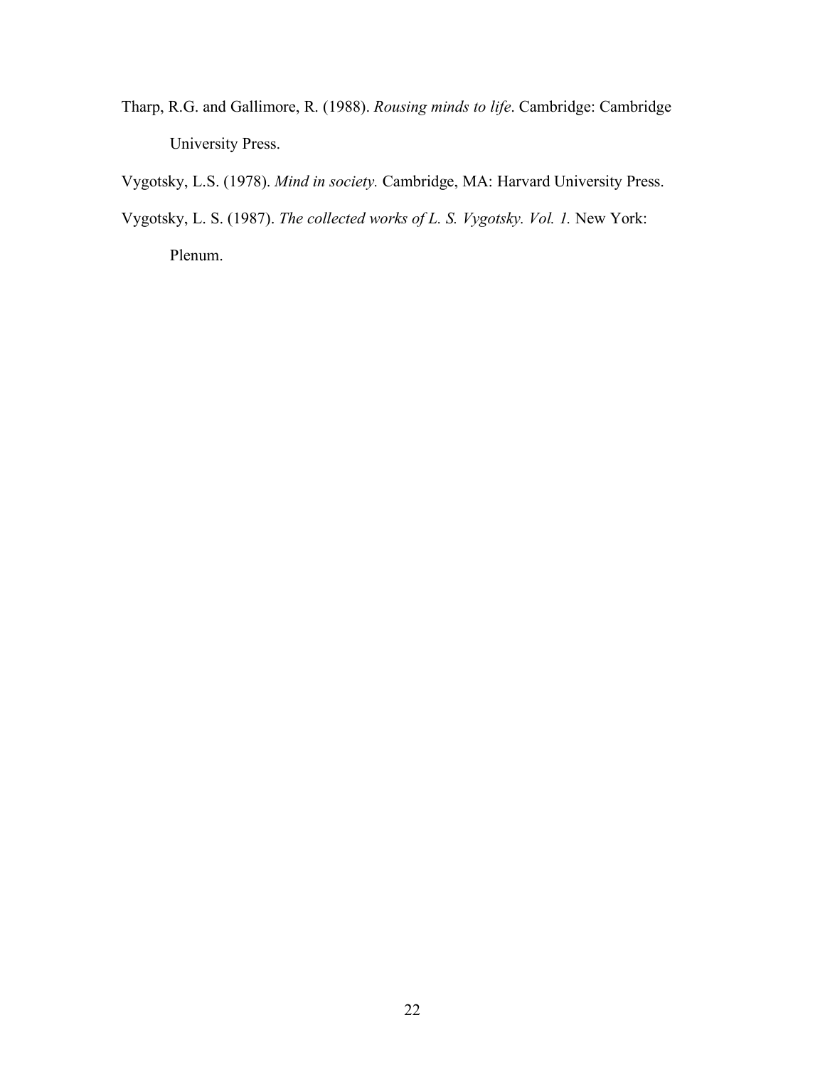Tharp, R.G. and Gallimore, R. (1988). *Rousing minds to life*. Cambridge: Cambridge University Press.

Vygotsky, L.S. (1978). *Mind in society.* Cambridge, MA: Harvard University Press.

Vygotsky, L. S. (1987). *The collected works of L. S. Vygotsky. Vol. 1.* New York: Plenum.